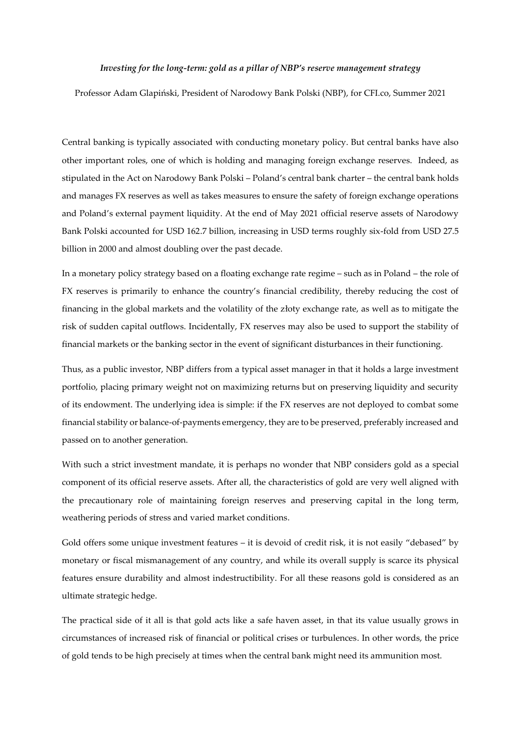*Investing for the long-term: gold as a pillar of NBP's reserve management strategy*

Professor Adam Glapiński, President of Narodowy Bank Polski (NBP), for CFI.co, Summer 2021

Central banking is typically associated with conducting monetary policy. But central banks have also other important roles, one of which is holding and managing foreign exchange reserves. Indeed, as stipulated in the Act on Narodowy Bank Polski – Poland's central bank charter – the central bank holds and manages FX reserves as well as takes measures to ensure the safety of foreign exchange operations and Poland's external payment liquidity. At the end of May 2021 official reserve assets of Narodowy Bank Polski accounted for USD 162.7 billion, increasing in USD terms roughly six-fold from USD 27.5 billion in 2000 and almost doubling over the past decade.

In a monetary policy strategy based on a floating exchange rate regime – such as in Poland – the role of FX reserves is primarily to enhance the country's financial credibility, thereby reducing the cost of financing in the global markets and the volatility of the złoty exchange rate, as well as to mitigate the risk of sudden capital outflows. Incidentally, FX reserves may also be used to support the stability of financial markets or the banking sector in the event of significant disturbances in their functioning.

Thus, as a public investor, NBP differs from a typical asset manager in that it holds a large investment portfolio, placing primary weight not on maximizing returns but on preserving liquidity and security of its endowment. The underlying idea is simple: if the FX reserves are not deployed to combat some financial stability or balance-of-payments emergency, they are to be preserved, preferably increased and passed on to another generation.

With such a strict investment mandate, it is perhaps no wonder that NBP considers gold as a special component of its official reserve assets. After all, the characteristics of gold are very well aligned with the precautionary role of maintaining foreign reserves and preserving capital in the long term, weathering periods of stress and varied market conditions.

Gold offers some unique investment features – it is devoid of credit risk, it is not easily "debased" by monetary or fiscal mismanagement of any country, and while its overall supply is scarce its physical features ensure durability and almost indestructibility. For all these reasons gold is considered as an ultimate strategic hedge.

The practical side of it all is that gold acts like a safe haven asset, in that its value usually grows in circumstances of increased risk of financial or political crises or turbulences. In other words, the price of gold tends to be high precisely at times when the central bank might need its ammunition most.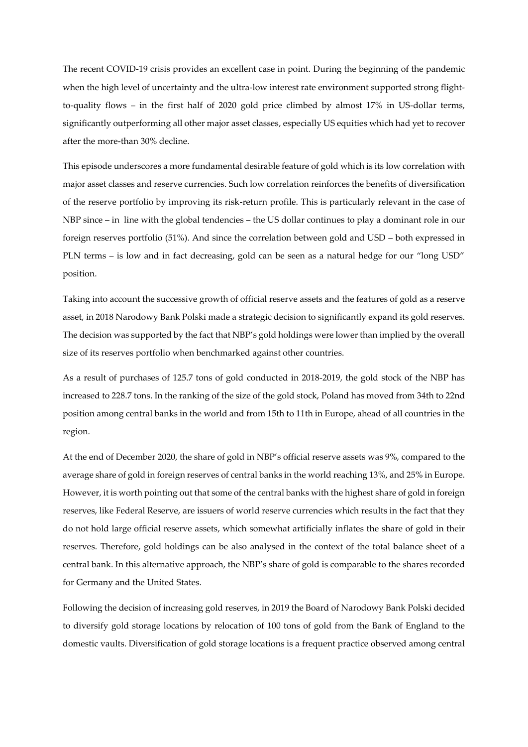The recent COVID-19 crisis provides an excellent case in point. During the beginning of the pandemic when the high level of uncertainty and the ultra-low interest rate environment supported strong flight-to-quality flows – in the first half of 2020 gold price climbed by almost 17% in US-dollar terms, significantly outperforming all other major asset classes, especially US equities which had yet to recover after the more-than 30% decline.

This episode underscores a more fundamental desirable feature of gold which is its low correlation with major asset classes and reserve currencies. Such low correlation reinforces the benefits of diversification of the reserve portfolio by improving its risk-return profile. This is particularly relevant in the case of NBP since – in line with the global tendencies – the US dollar continues to play a dominant role in our foreign reserves portfolio (51%). And since the correlation between gold and USD – both expressed in PLN terms – is low and in fact decreasing, gold can be seen as a natural hedge for our "long USD" position.

Taking into account the successive growth of official reserve assets and the features of gold as a reserve asset, in 2018 Narodowy Bank Polski made a strategic decision to significantly expand its gold reserves. The decision was supported by the fact that NBP's gold holdings were lower than implied by the overall size of its reserves portfolio when benchmarked against other countries.

As a result of purchases of 125.7 tons of gold conducted in 2018-2019, the gold stock of the NBP has increased to 228.7 tons. In the ranking of the size of the gold stock, Poland has moved from 34th to 22nd position among central banks in the world and from 15th to 11th in Europe, ahead of all countries in the region.

At the end of December 2020, the share of gold in NBP's official reserve assets was 9%, compared to the average share of gold in foreign reserves of central banks in the world reaching 13%, and 25% in Europe. However, it is worth pointing out that some of the central banks with the highest share of gold in foreign reserves, like Federal Reserve, are issuers of world reserve currencies which results in the fact that they do not hold large official reserve assets, which somewhat artificially inflates the share of gold in their reserves. Therefore, gold holdings can be also analysed in the context of the total balance sheet of a central bank. In this alternative approach, the NBP's share of gold is comparable to the shares recorded for Germany and the United States.

Following the decision of increasing gold reserves, in 2019 the Board of Narodowy Bank Polski decided to diversify gold storage locations by relocation of 100 tons of gold from the Bank of England to the domestic vaults. Diversification of gold storage locations is a frequent practice observed among central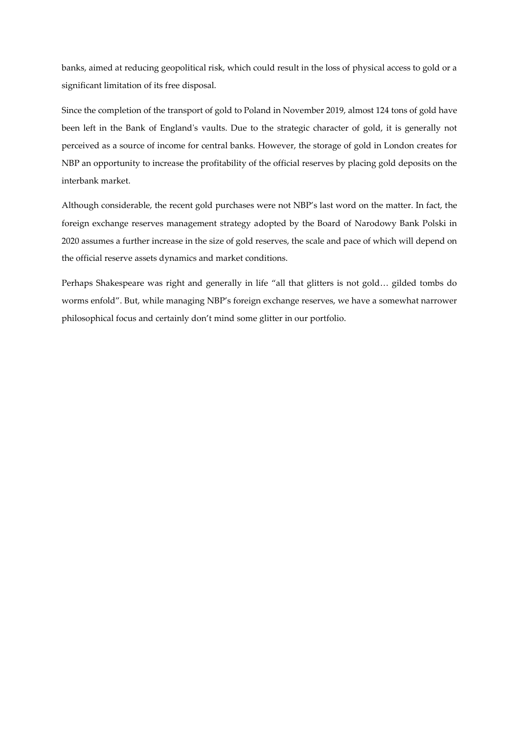banks, aimed at reducing geopolitical risk, which could result in the loss of physical access to gold or a significant limitation of its free disposal.

Since the completion of the transport of gold to Poland in November 2019, almost 124 tons of gold have been left in the Bank of England's vaults. Due to the strategic character of gold, it is generally not perceived as a source of income for central banks. However, the storage of gold in London creates for NBP an opportunity to increase the profitability of the official reserves by placing gold deposits on the interbank market.

Although considerable, the recent gold purchases were not NBP's last word on the matter. In fact, the foreign exchange reserves management strategy adopted by the Board of Narodowy Bank Polski in 2020 assumes a further increase in the size of gold reserves, the scale and pace of which will depend on the official reserve assets dynamics and market conditions.

Perhaps Shakespeare was right and generally in life "all that glitters is not gold… gilded tombs do worms enfold". But, while managing NBP's foreign exchange reserves, we have a somewhat narrower philosophical focus and certainly don't mind some glitter in our portfolio.